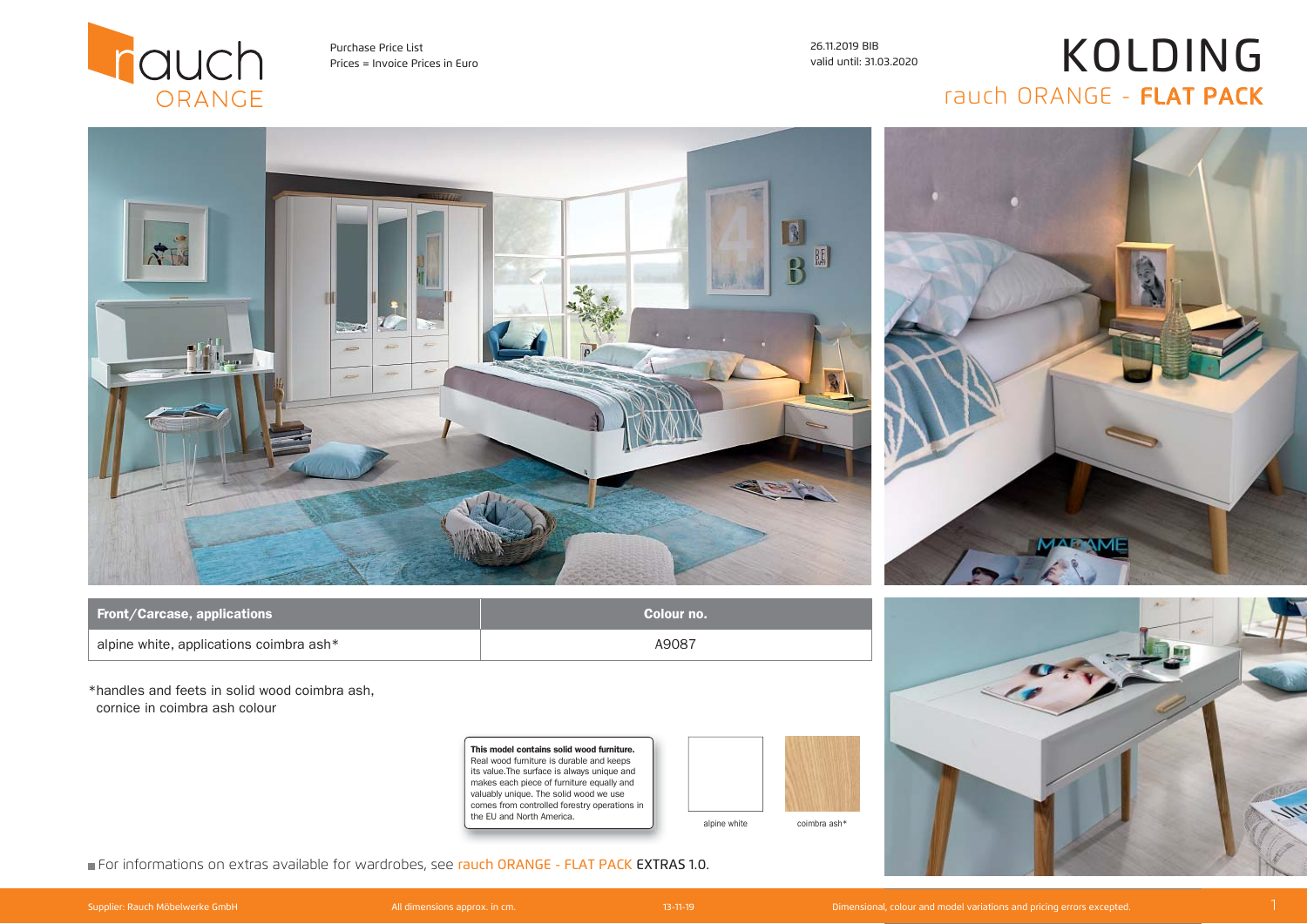rauch ORANGE

Purchase Price List
Prices = Invoice Prices in Euro

26.11.2019 BIB
valid until: 31.03.2020

# KOLDING

## rauch ORANGE - **FLAT PACK**

| Front/Carcase, applications | Colour no. |
| --- | --- |
| alpine white, applications coimbra ash* | A9087 |

*handles and feets in solid wood coimbra ash,
cornice in coimbra ash colour

**This model contains solid wood furniture.**
Real wood furniture is durable and keeps its value.The surface is always unique and makes each piece of furniture equally and valuably unique. The solid wood we use comes from controlled forestry operations in the EU and North America.

alpine white

coimbra ash*

- For informations on extras available for wardrobes, see rauch ORANGE - FLAT PACK EXTRAS 1.0.

Supplier: Rauch Möbelwerke GmbH

All dimensions approx. in cm.

13-11-19

Dimensional, colour and model variations and pricing errors excepted.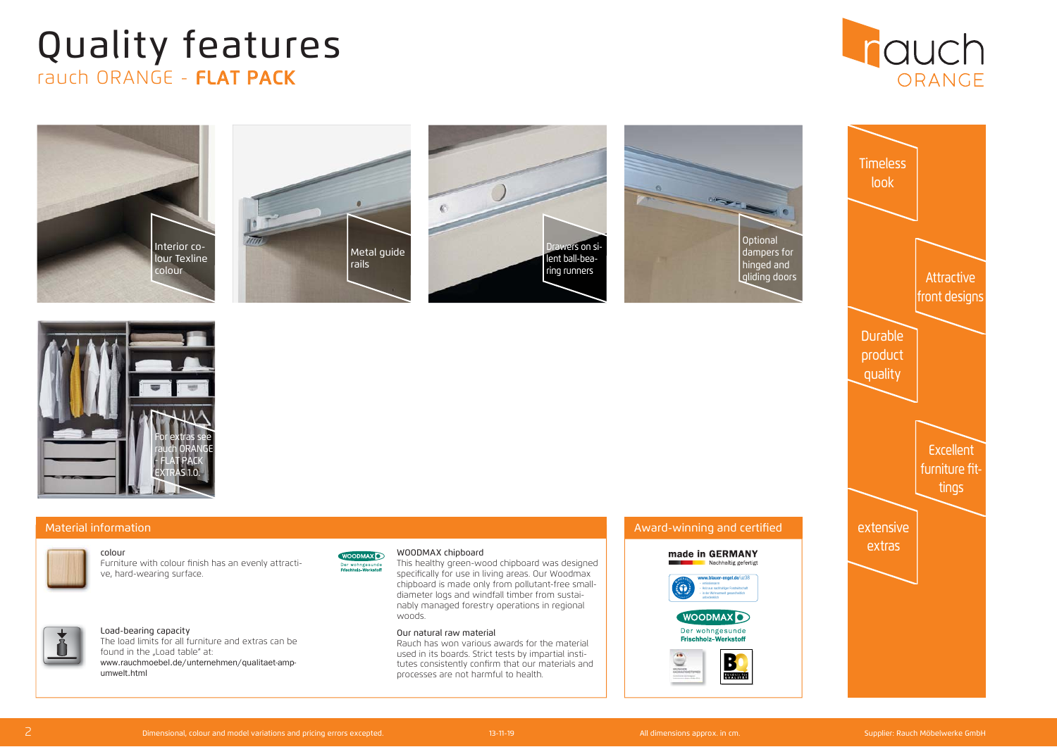# Quality features

## rauch ORANGE - **FLAT PACK**

Interior colour Texline colour

Metal guide rails

Drawers on silent ball-bearing runners

Optional dampers for hinged and gliding doors

For extras see rauch ORANGE - FLAT PACK EXTRAS 1.0.

Timeless look

Attractive front designs

Durable product quality

Excellent furniture fittings

extensive extras

## Material information

**colour**
Furniture with colour finish has an evenly attractive, hard-wearing surface.

**Load-bearing capacity**
The load limits for all furniture and extras can be found in the „Load table" at:
www.rauchmoebel.de/unternehmen/qualitaet-amp-umwelt.html

**WOODMAX chipboard**
This healthy green-wood chipboard was designed specifically for use in living areas. Our Woodmax chipboard is made only from pollutant-free small-diameter logs and windfall timber from sustainably managed forestry operations in regional woods.

**Our natural raw material**
Rauch has won various awards for the material used in its boards. Strict tests by impartial institutes consistently confirm that our materials and processes are not harmful to health.

## Award-winning and certified

made in GERMANY
Nachhaltig gefertigt

www.blauer-engel.de/uz38

WOODMAX
Der wohngesunde Frischholz-Werkstoff

Dimensional, colour and model variations and pricing errors excepted. 13-11-19 All dimensions approx. in cm. Supplier: Rauch Möbelwerke GmbH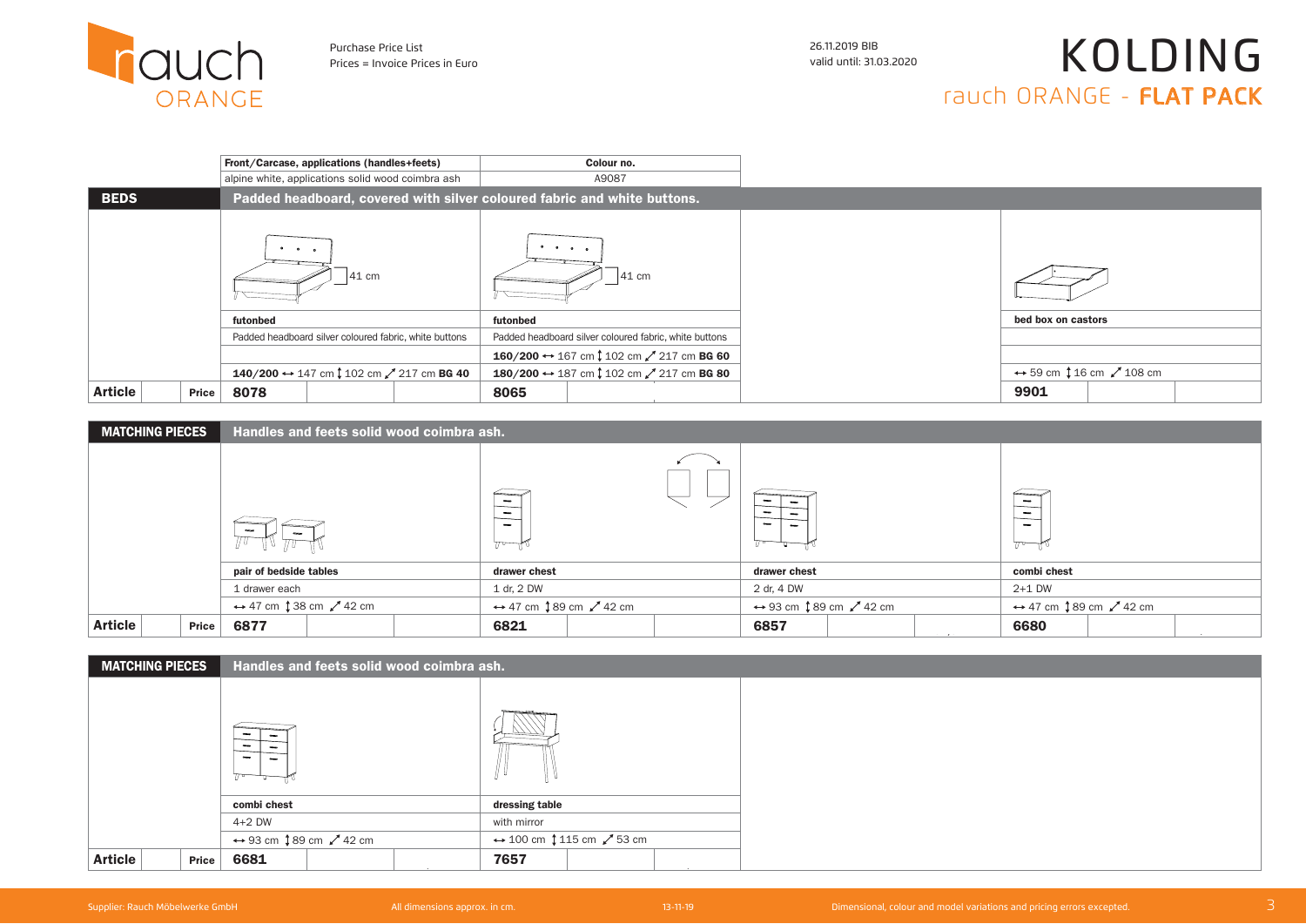Purchase Price List
Prices = Invoice Prices in Euro

26.11.2019 BIB
valid until: 31.03.2020

# KOLDING

## rauch ORANGE - **FLAT PACK**

| Front/Carcase, applications (handles+feets) | Colour no. |
|---|---|
| alpine white, applications solid wood coimbra ash | A9087 |

## BEDS

**Padded headboard, covered with silver coloured fabric and white buttons.**

| | futonbed | futonbed | bed box on castors |
|---|---|---|---|
| | 41 cm | 41 cm | |
| | Padded headboard silver coloured fabric, white buttons | Padded headboard silver coloured fabric, white buttons | |
| | | **160/200** ↔ 167 cm ↕ 102 cm ↗ 217 cm **BG 60** | |
| | **140/200** ↔ 147 cm ↕ 102 cm ↗ 217 cm **BG 40** | **180/200** ↔ 187 cm ↕ 102 cm ↗ 217 cm **BG 80** | ↔ 59 cm ↕ 16 cm ↗ 108 cm |
| **Article** / **Price** | **8078** | **8065** | **9901** |

## MATCHING PIECES

**Handles and feets solid wood coimbra ash.**

| | pair of bedside tables | drawer chest | drawer chest | combi chest |
|---|---|---|---|---|
| | 1 drawer each | 1 dr, 2 DW | 2 dr, 4 DW | 2+1 DW |
| | ↔ 47 cm ↕ 38 cm ↗ 42 cm | ↔ 47 cm ↕ 89 cm ↗ 42 cm | ↔ 93 cm ↕ 89 cm ↗ 42 cm | ↔ 47 cm ↕ 89 cm ↗ 42 cm |
| **Article** / **Price** | **6877** | **6821** | **6857** | **6680** |

## MATCHING PIECES

**Handles and feets solid wood coimbra ash.**

| | combi chest | dressing table |
|---|---|---|
| | 4+2 DW | with mirror |
| | ↔ 93 cm ↕ 89 cm ↗ 42 cm | ↔ 100 cm ↕ 115 cm ↗ 53 cm |
| **Article** / **Price** | **6681** | **7657** |

Supplier: Rauch Möbelwerke GmbH | All dimensions approx. in cm. | 13-11-19 | Dimensional, colour and model variations and pricing errors excepted.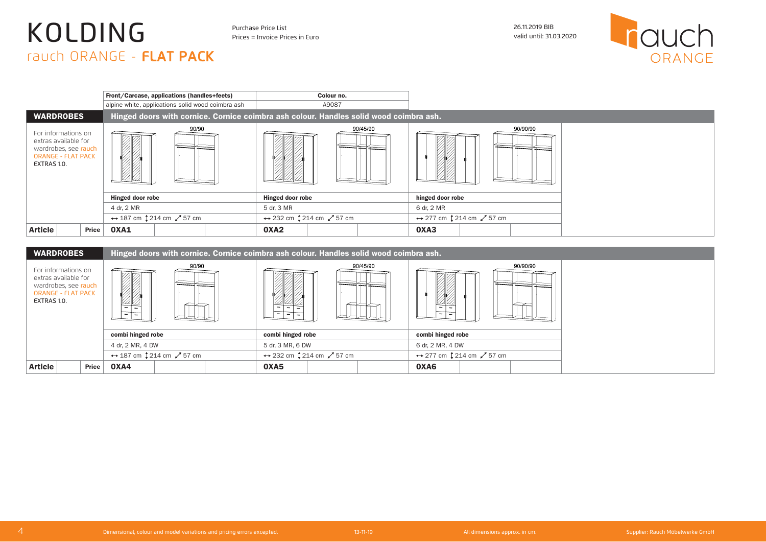# KOLDING

## rauch ORANGE - **FLAT PACK**

Purchase Price List
Prices = Invoice Prices in Euro

26.11.2019 BIB
valid until: 31.03.2020

| Front/Carcase, applications (handles+feets) | Colour no. |
|---|---|
| alpine white, applications solid wood coimbra ash | A9087 |

**WARDROBES**

**Hinged doors with cornice. Cornice coimbra ash colour. Handles solid wood coimbra ash.**

For informations on extras available for wardrobes, see rauch ORANGE - FLAT PACK EXTRAS 1.0.

| | 90/90 | 90/45/90 | 90/90/90 |
|---|---|---|---|
| | Hinged door robe | Hinged door robe | hinged door robe |
| | 4 dr, 2 MR | 5 dr, 3 MR | 6 dr, 2 MR |
| | ↔ 187 cm ↕ 214 cm ↗ 57 cm | ↔ 232 cm ↕ 214 cm ↗ 57 cm | ↔ 277 cm ↕ 214 cm ↗ 57 cm |
| **Article** / **Price** | **0XA1** | **0XA2** | **0XA3** |

**WARDROBES**

**Hinged doors with cornice. Cornice coimbra ash colour. Handles solid wood coimbra ash.**

For informations on extras available for wardrobes, see rauch ORANGE - FLAT PACK EXTRAS 1.0.

| | 90/90 | 90/45/90 | 90/90/90 |
|---|---|---|---|
| | combi hinged robe | combi hinged robe | combi hinged robe |
| | 4 dr, 2 MR, 4 DW | 5 dr, 3 MR, 6 DW | 6 dr, 2 MR, 4 DW |
| | ↔ 187 cm ↕ 214 cm ↗ 57 cm | ↔ 232 cm ↕ 214 cm ↗ 57 cm | ↔ 277 cm ↕ 214 cm ↗ 57 cm |
| **Article** / **Price** | **0XA4** | **0XA5** | **0XA6** |

Dimensional, colour and model variations and pricing errors excepted. 13-11-19 All dimensions approx. in cm. Supplier: Rauch Möbelwerke GmbH